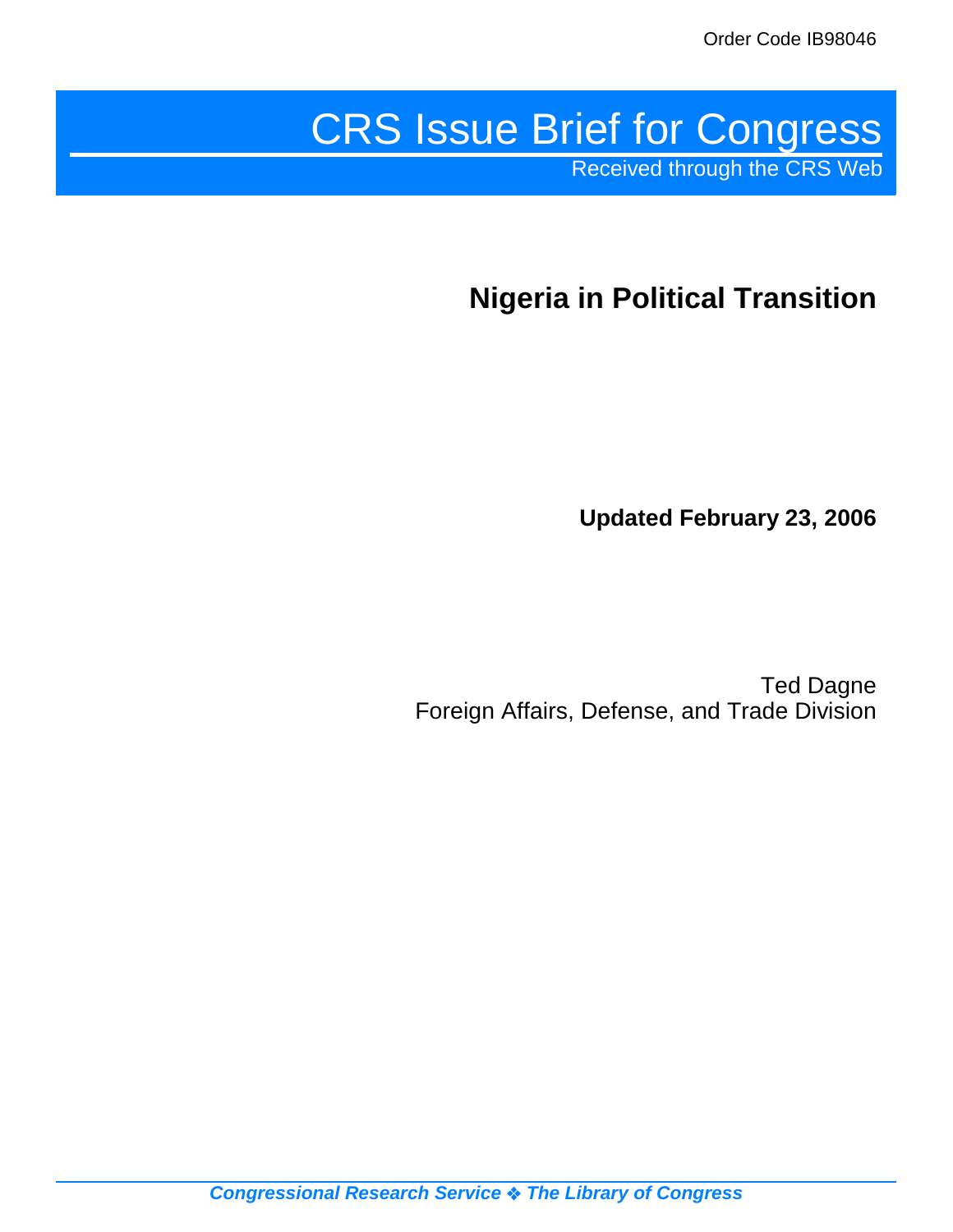Order Code IB98046

# CRS Issue Brief for Congress

Received through the CRS Web

## Nigeria in Political Transition

**Updated February 23, 2006**

Ted Dagne
Foreign Affairs, Defense, and Trade Division

*Congressional Research Service ❖ The Library of Congress*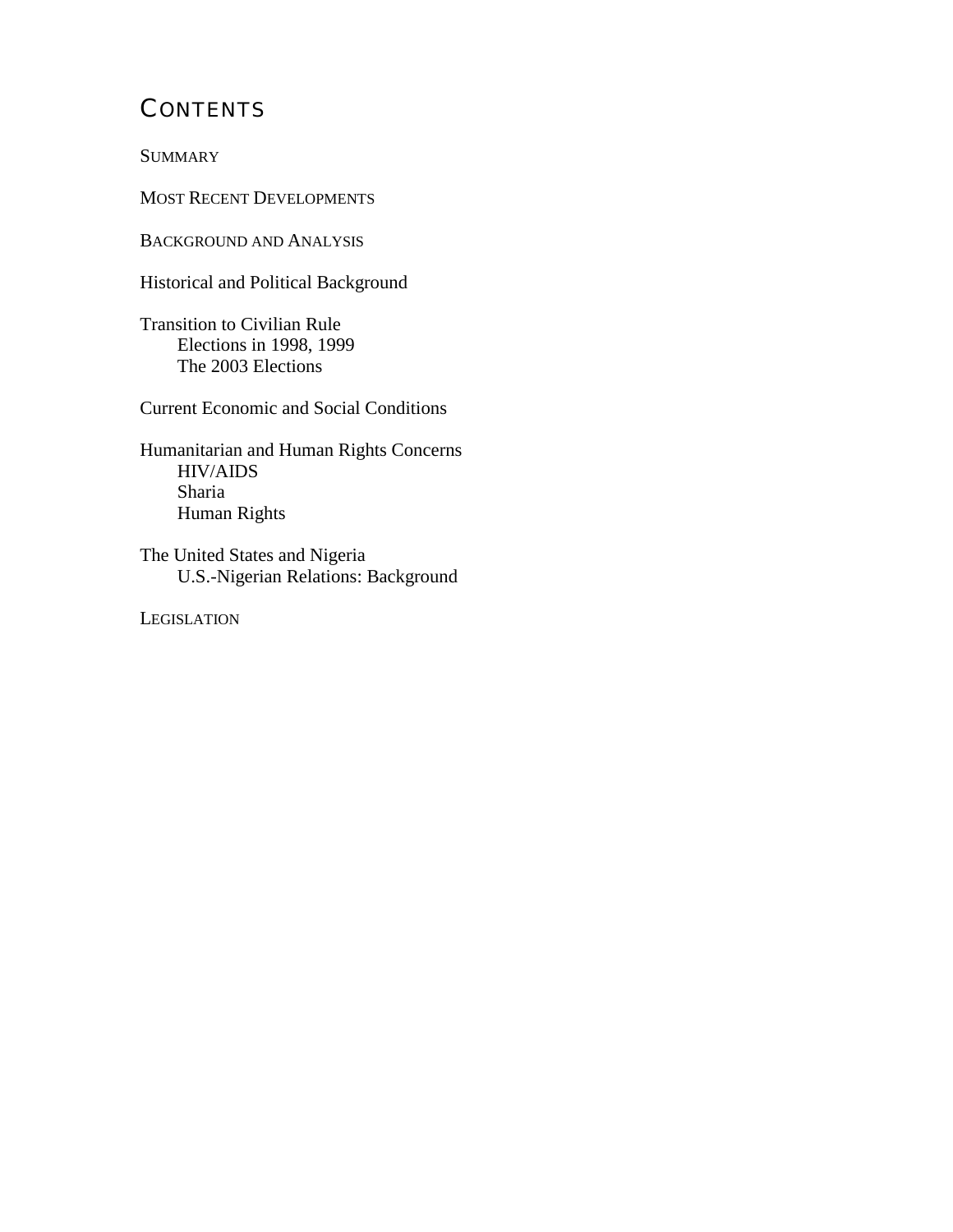# Contents

Summary

Most Recent Developments

Background and Analysis

Historical and Political Background

Transition to Civilian Rule
- Elections in 1998, 1999
- The 2003 Elections

Current Economic and Social Conditions

Humanitarian and Human Rights Concerns
- HIV/AIDS
- Sharia
- Human Rights

The United States and Nigeria
- U.S.-Nigerian Relations: Background

Legislation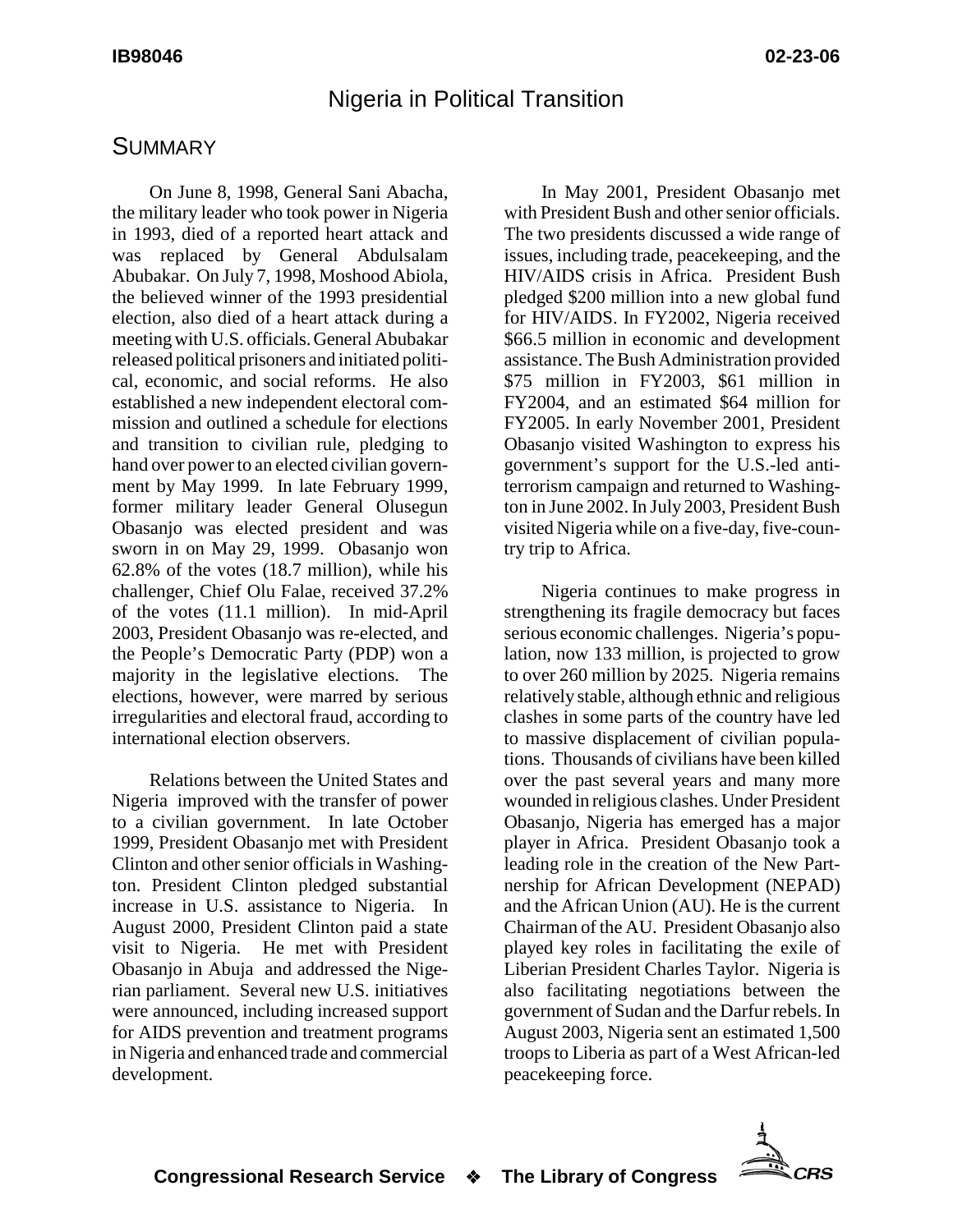# Nigeria in Political Transition

## Summary

On June 8, 1998, General Sani Abacha, the military leader who took power in Nigeria in 1993, died of a reported heart attack and was replaced by General Abdulsalam Abubakar. On July 7, 1998, Moshood Abiola, the believed winner of the 1993 presidential election, also died of a heart attack during a meeting with U.S. officials. General Abubakar released political prisoners and initiated political, economic, and social reforms. He also established a new independent electoral commission and outlined a schedule for elections and transition to civilian rule, pledging to hand over power to an elected civilian government by May 1999. In late February 1999, former military leader General Olusegun Obasanjo was elected president and was sworn in on May 29, 1999. Obasanjo won 62.8% of the votes (18.7 million), while his challenger, Chief Olu Falae, received 37.2% of the votes (11.1 million). In mid-April 2003, President Obasanjo was re-elected, and the People's Democratic Party (PDP) won a majority in the legislative elections. The elections, however, were marred by serious irregularities and electoral fraud, according to international election observers.

Relations between the United States and Nigeria improved with the transfer of power to a civilian government. In late October 1999, President Obasanjo met with President Clinton and other senior officials in Washington. President Clinton pledged substantial increase in U.S. assistance to Nigeria. In August 2000, President Clinton paid a state visit to Nigeria. He met with President Obasanjo in Abuja and addressed the Nigerian parliament. Several new U.S. initiatives were announced, including increased support for AIDS prevention and treatment programs in Nigeria and enhanced trade and commercial development.

In May 2001, President Obasanjo met with President Bush and other senior officials. The two presidents discussed a wide range of issues, including trade, peacekeeping, and the HIV/AIDS crisis in Africa. President Bush pledged $200 million into a new global fund for HIV/AIDS. In FY2002, Nigeria received $66.5 million in economic and development assistance. The Bush Administration provided $75 million in FY2003, $61 million in FY2004, and an estimated $64 million for FY2005. In early November 2001, President Obasanjo visited Washington to express his government's support for the U.S.-led anti-terrorism campaign and returned to Washington in June 2002. In July 2003, President Bush visited Nigeria while on a five-day, five-country trip to Africa.

Nigeria continues to make progress in strengthening its fragile democracy but faces serious economic challenges. Nigeria's population, now 133 million, is projected to grow to over 260 million by 2025. Nigeria remains relatively stable, although ethnic and religious clashes in some parts of the country have led to massive displacement of civilian populations. Thousands of civilians have been killed over the past several years and many more wounded in religious clashes. Under President Obasanjo, Nigeria has emerged has a major player in Africa. President Obasanjo took a leading role in the creation of the New Partnership for African Development (NEPAD) and the African Union (AU). He is the current Chairman of the AU. President Obasanjo also played key roles in facilitating the exile of Liberian President Charles Taylor. Nigeria is also facilitating negotiations between the government of Sudan and the Darfur rebels. In August 2003, Nigeria sent an estimated 1,500 troops to Liberia as part of a West African-led peacekeeping force.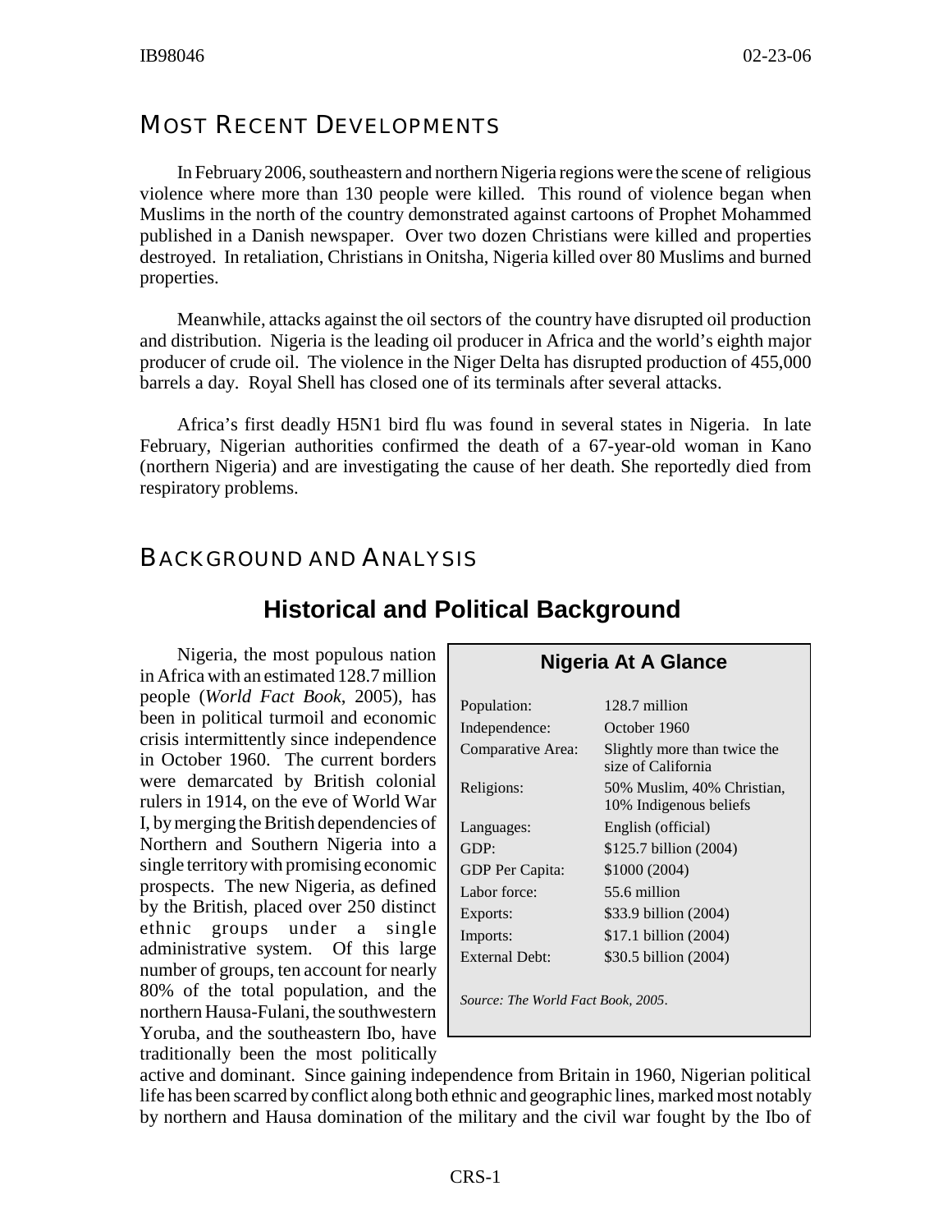## MOST RECENT DEVELOPMENTS

In February 2006, southeastern and northern Nigeria regions were the scene of religious violence where more than 130 people were killed. This round of violence began when Muslims in the north of the country demonstrated against cartoons of Prophet Mohammed published in a Danish newspaper. Over two dozen Christians were killed and properties destroyed. In retaliation, Christians in Onitsha, Nigeria killed over 80 Muslims and burned properties.

Meanwhile, attacks against the oil sectors of the country have disrupted oil production and distribution. Nigeria is the leading oil producer in Africa and the world's eighth major producer of crude oil. The violence in the Niger Delta has disrupted production of 455,000 barrels a day. Royal Shell has closed one of its terminals after several attacks.

Africa's first deadly H5N1 bird flu was found in several states in Nigeria. In late February, Nigerian authorities confirmed the death of a 67-year-old woman in Kano (northern Nigeria) and are investigating the cause of her death. She reportedly died from respiratory problems.

## BACKGROUND AND ANALYSIS

### Historical and Political Background

Nigeria, the most populous nation in Africa with an estimated 128.7 million people (*World Fact Book*, 2005), has been in political turmoil and economic crisis intermittently since independence in October 1960. The current borders were demarcated by British colonial rulers in 1914, on the eve of World War I, by merging the British dependencies of Northern and Southern Nigeria into a single territory with promising economic prospects. The new Nigeria, as defined by the British, placed over 250 distinct ethnic groups under a single administrative system. Of this large number of groups, ten account for nearly 80% of the total population, and the northern Hausa-Fulani, the southwestern Yoruba, and the southeastern Ibo, have traditionally been the most politically active and dominant. Since gaining independence from Britain in 1960, Nigerian political life has been scarred by conflict along both ethnic and geographic lines, marked most notably by northern and Hausa domination of the military and the civil war fought by the Ibo of

**Nigeria At A Glance**

| | |
|---|---|
| Population: | 128.7 million |
| Independence: | October 1960 |
| Comparative Area: | Slightly more than twice the size of California |
| Religions: | 50% Muslim, 40% Christian, 10% Indigenous beliefs |
| Languages: | English (official) |
| GDP: | $125.7 billion (2004) |
| GDP Per Capita: | $1000 (2004) |
| Labor force: | 55.6 million |
| Exports: | $33.9 billion (2004) |
| Imports: | $17.1 billion (2004) |
| External Debt: | $30.5 billion (2004) |

*Source: The World Fact Book, 2005.*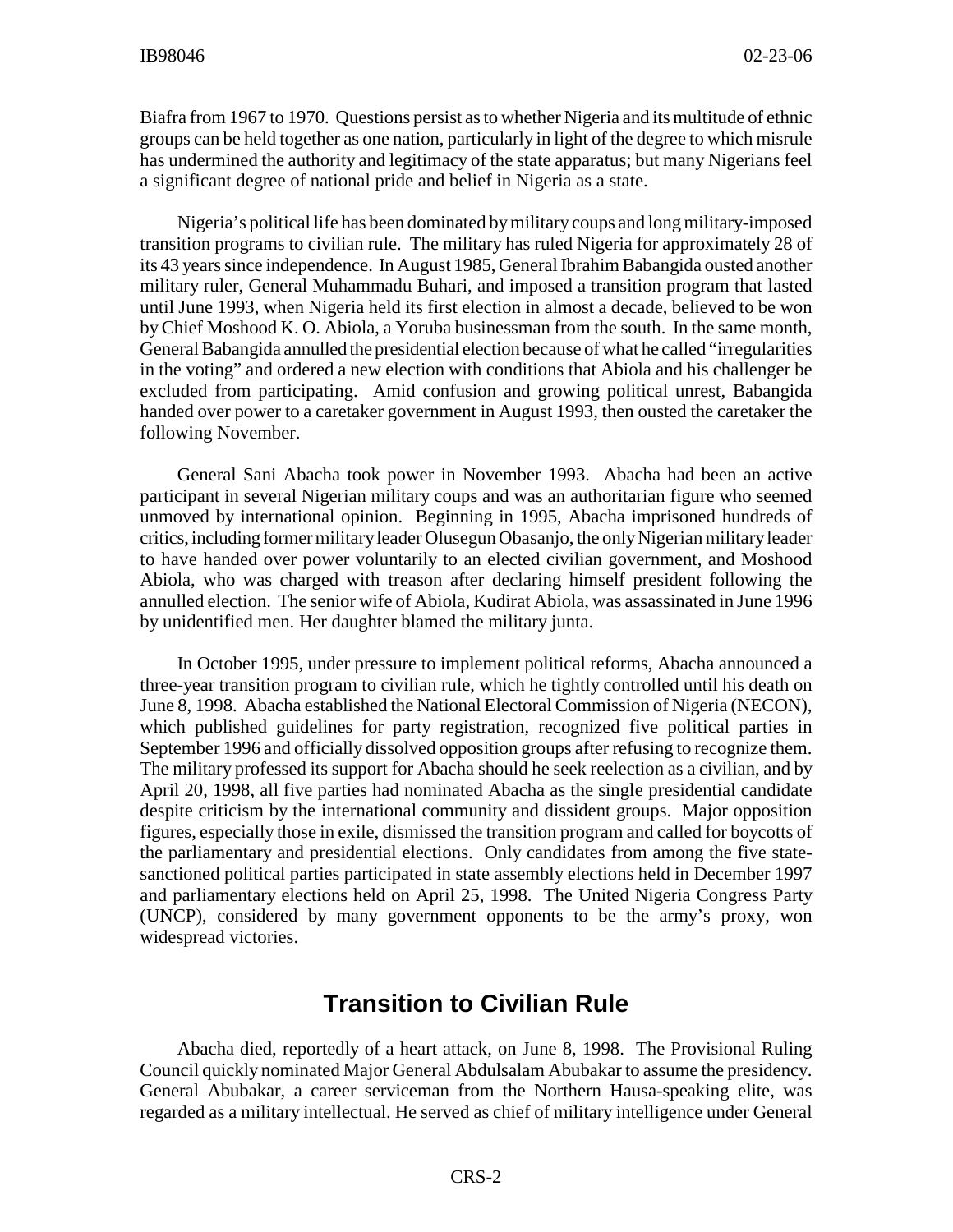Biafra from 1967 to 1970. Questions persist as to whether Nigeria and its multitude of ethnic groups can be held together as one nation, particularly in light of the degree to which misrule has undermined the authority and legitimacy of the state apparatus; but many Nigerians feel a significant degree of national pride and belief in Nigeria as a state.

Nigeria's political life has been dominated by military coups and long military-imposed transition programs to civilian rule. The military has ruled Nigeria for approximately 28 of its 43 years since independence. In August 1985, General Ibrahim Babangida ousted another military ruler, General Muhammadu Buhari, and imposed a transition program that lasted until June 1993, when Nigeria held its first election in almost a decade, believed to be won by Chief Moshood K. O. Abiola, a Yoruba businessman from the south. In the same month, General Babangida annulled the presidential election because of what he called "irregularities in the voting" and ordered a new election with conditions that Abiola and his challenger be excluded from participating. Amid confusion and growing political unrest, Babangida handed over power to a caretaker government in August 1993, then ousted the caretaker the following November.

General Sani Abacha took power in November 1993. Abacha had been an active participant in several Nigerian military coups and was an authoritarian figure who seemed unmoved by international opinion. Beginning in 1995, Abacha imprisoned hundreds of critics, including former military leader Olusegun Obasanjo, the only Nigerian military leader to have handed over power voluntarily to an elected civilian government, and Moshood Abiola, who was charged with treason after declaring himself president following the annulled election. The senior wife of Abiola, Kudirat Abiola, was assassinated in June 1996 by unidentified men. Her daughter blamed the military junta.

In October 1995, under pressure to implement political reforms, Abacha announced a three-year transition program to civilian rule, which he tightly controlled until his death on June 8, 1998. Abacha established the National Electoral Commission of Nigeria (NECON), which published guidelines for party registration, recognized five political parties in September 1996 and officially dissolved opposition groups after refusing to recognize them. The military professed its support for Abacha should he seek reelection as a civilian, and by April 20, 1998, all five parties had nominated Abacha as the single presidential candidate despite criticism by the international community and dissident groups. Major opposition figures, especially those in exile, dismissed the transition program and called for boycotts of the parliamentary and presidential elections. Only candidates from among the five state-sanctioned political parties participated in state assembly elections held in December 1997 and parliamentary elections held on April 25, 1998. The United Nigeria Congress Party (UNCP), considered by many government opponents to be the army's proxy, won widespread victories.

## Transition to Civilian Rule

Abacha died, reportedly of a heart attack, on June 8, 1998. The Provisional Ruling Council quickly nominated Major General Abdulsalam Abubakar to assume the presidency. General Abubakar, a career serviceman from the Northern Hausa-speaking elite, was regarded as a military intellectual. He served as chief of military intelligence under General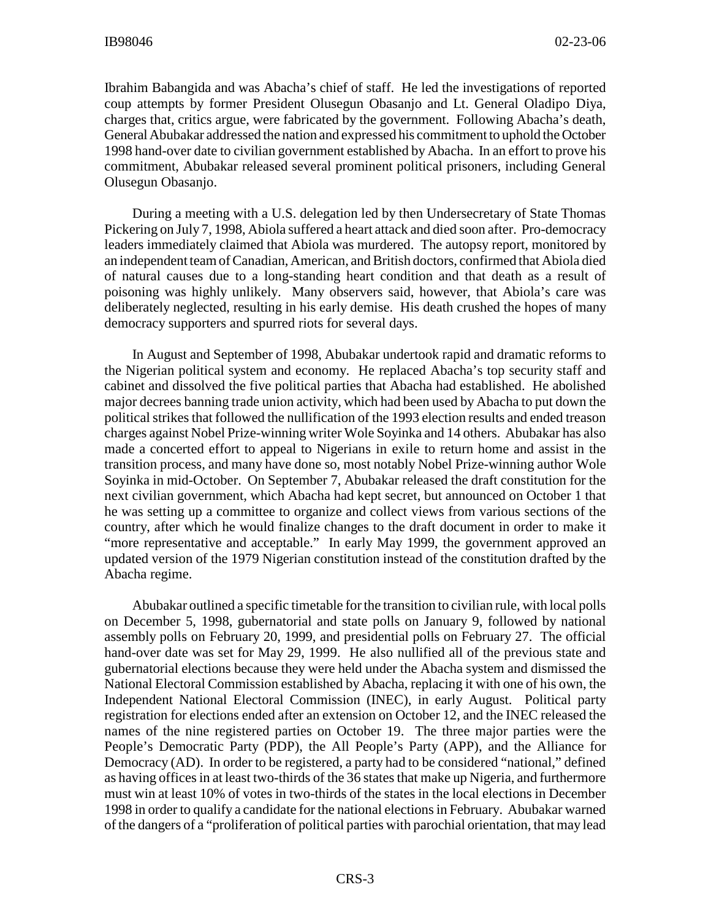Ibrahim Babangida and was Abacha's chief of staff. He led the investigations of reported coup attempts by former President Olusegun Obasanjo and Lt. General Oladipo Diya, charges that, critics argue, were fabricated by the government. Following Abacha's death, General Abubakar addressed the nation and expressed his commitment to uphold the October 1998 hand-over date to civilian government established by Abacha. In an effort to prove his commitment, Abubakar released several prominent political prisoners, including General Olusegun Obasanjo.

During a meeting with a U.S. delegation led by then Undersecretary of State Thomas Pickering on July 7, 1998, Abiola suffered a heart attack and died soon after. Pro-democracy leaders immediately claimed that Abiola was murdered. The autopsy report, monitored by an independent team of Canadian, American, and British doctors, confirmed that Abiola died of natural causes due to a long-standing heart condition and that death as a result of poisoning was highly unlikely. Many observers said, however, that Abiola's care was deliberately neglected, resulting in his early demise. His death crushed the hopes of many democracy supporters and spurred riots for several days.

In August and September of 1998, Abubakar undertook rapid and dramatic reforms to the Nigerian political system and economy. He replaced Abacha's top security staff and cabinet and dissolved the five political parties that Abacha had established. He abolished major decrees banning trade union activity, which had been used by Abacha to put down the political strikes that followed the nullification of the 1993 election results and ended treason charges against Nobel Prize-winning writer Wole Soyinka and 14 others. Abubakar has also made a concerted effort to appeal to Nigerians in exile to return home and assist in the transition process, and many have done so, most notably Nobel Prize-winning author Wole Soyinka in mid-October. On September 7, Abubakar released the draft constitution for the next civilian government, which Abacha had kept secret, but announced on October 1 that he was setting up a committee to organize and collect views from various sections of the country, after which he would finalize changes to the draft document in order to make it "more representative and acceptable." In early May 1999, the government approved an updated version of the 1979 Nigerian constitution instead of the constitution drafted by the Abacha regime.

Abubakar outlined a specific timetable for the transition to civilian rule, with local polls on December 5, 1998, gubernatorial and state polls on January 9, followed by national assembly polls on February 20, 1999, and presidential polls on February 27. The official hand-over date was set for May 29, 1999. He also nullified all of the previous state and gubernatorial elections because they were held under the Abacha system and dismissed the National Electoral Commission established by Abacha, replacing it with one of his own, the Independent National Electoral Commission (INEC), in early August. Political party registration for elections ended after an extension on October 12, and the INEC released the names of the nine registered parties on October 19. The three major parties were the People's Democratic Party (PDP), the All People's Party (APP), and the Alliance for Democracy (AD). In order to be registered, a party had to be considered "national," defined as having offices in at least two-thirds of the 36 states that make up Nigeria, and furthermore must win at least 10% of votes in two-thirds of the states in the local elections in December 1998 in order to qualify a candidate for the national elections in February. Abubakar warned of the dangers of a "proliferation of political parties with parochial orientation, that may lead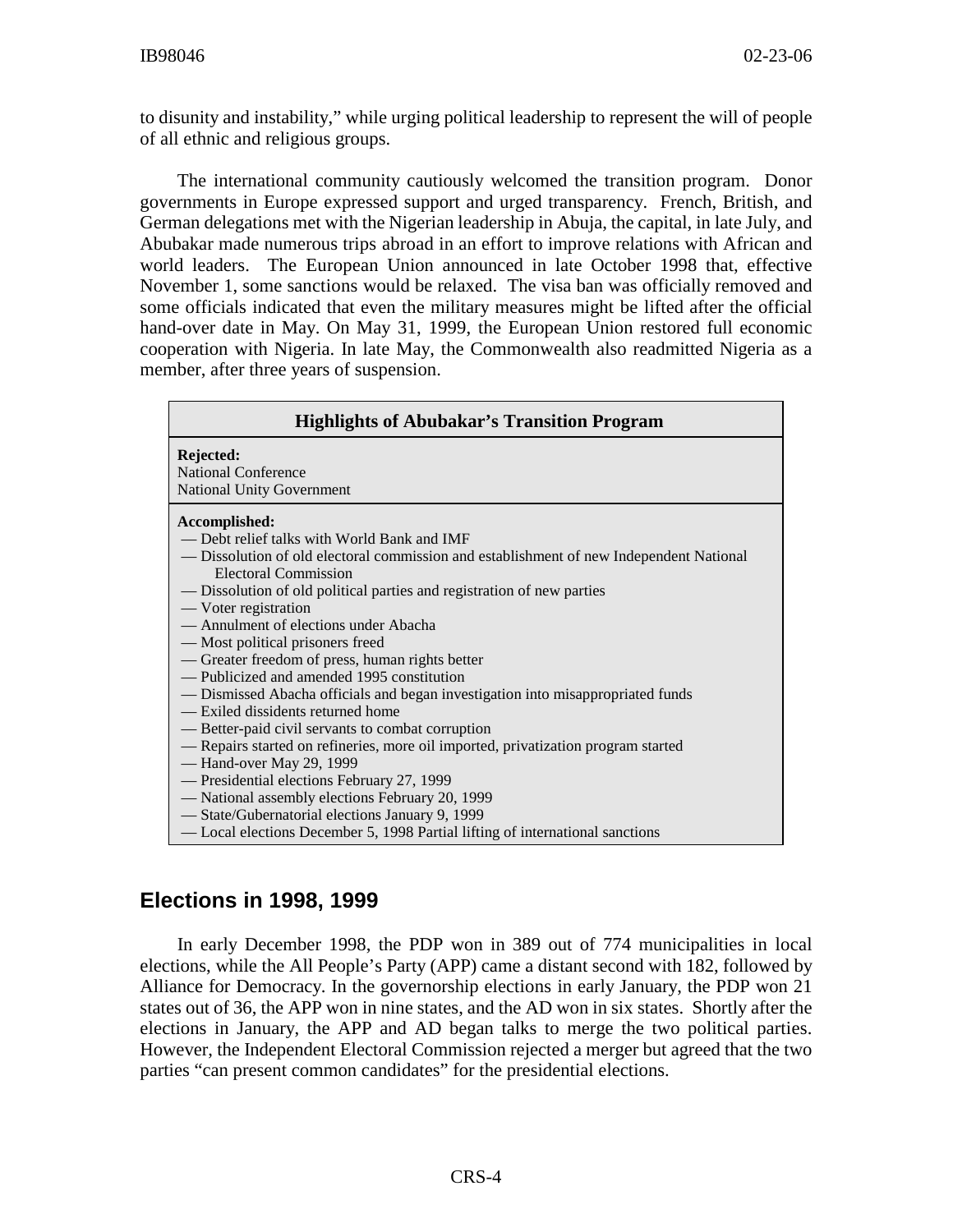to disunity and instability," while urging political leadership to represent the will of people of all ethnic and religious groups.

The international community cautiously welcomed the transition program. Donor governments in Europe expressed support and urged transparency. French, British, and German delegations met with the Nigerian leadership in Abuja, the capital, in late July, and Abubakar made numerous trips abroad in an effort to improve relations with African and world leaders. The European Union announced in late October 1998 that, effective November 1, some sanctions would be relaxed. The visa ban was officially removed and some officials indicated that even the military measures might be lifted after the official hand-over date in May. On May 31, 1999, the European Union restored full economic cooperation with Nigeria. In late May, the Commonwealth also readmitted Nigeria as a member, after three years of suspension.

| Highlights of Abubakar's Transition Program |
|---|
| **Rejected:**<br>National Conference<br>National Unity Government |
| **Accomplished:**<br>— Debt relief talks with World Bank and IMF<br>— Dissolution of old electoral commission and establishment of new Independent National Electoral Commission<br>— Dissolution of old political parties and registration of new parties<br>— Voter registration<br>— Annulment of elections under Abacha<br>— Most political prisoners freed<br>— Greater freedom of press, human rights better<br>— Publicized and amended 1995 constitution<br>— Dismissed Abacha officials and began investigation into misappropriated funds<br>— Exiled dissidents returned home<br>— Better-paid civil servants to combat corruption<br>— Repairs started on refineries, more oil imported, privatization program started<br>— Hand-over May 29, 1999<br>— Presidential elections February 27, 1999<br>— National assembly elections February 20, 1999<br>— State/Gubernatorial elections January 9, 1999<br>— Local elections December 5, 1998 Partial lifting of international sanctions |

## Elections in 1998, 1999

In early December 1998, the PDP won in 389 out of 774 municipalities in local elections, while the All People's Party (APP) came a distant second with 182, followed by Alliance for Democracy. In the governorship elections in early January, the PDP won 21 states out of 36, the APP won in nine states, and the AD won in six states. Shortly after the elections in January, the APP and AD began talks to merge the two political parties. However, the Independent Electoral Commission rejected a merger but agreed that the two parties "can present common candidates" for the presidential elections.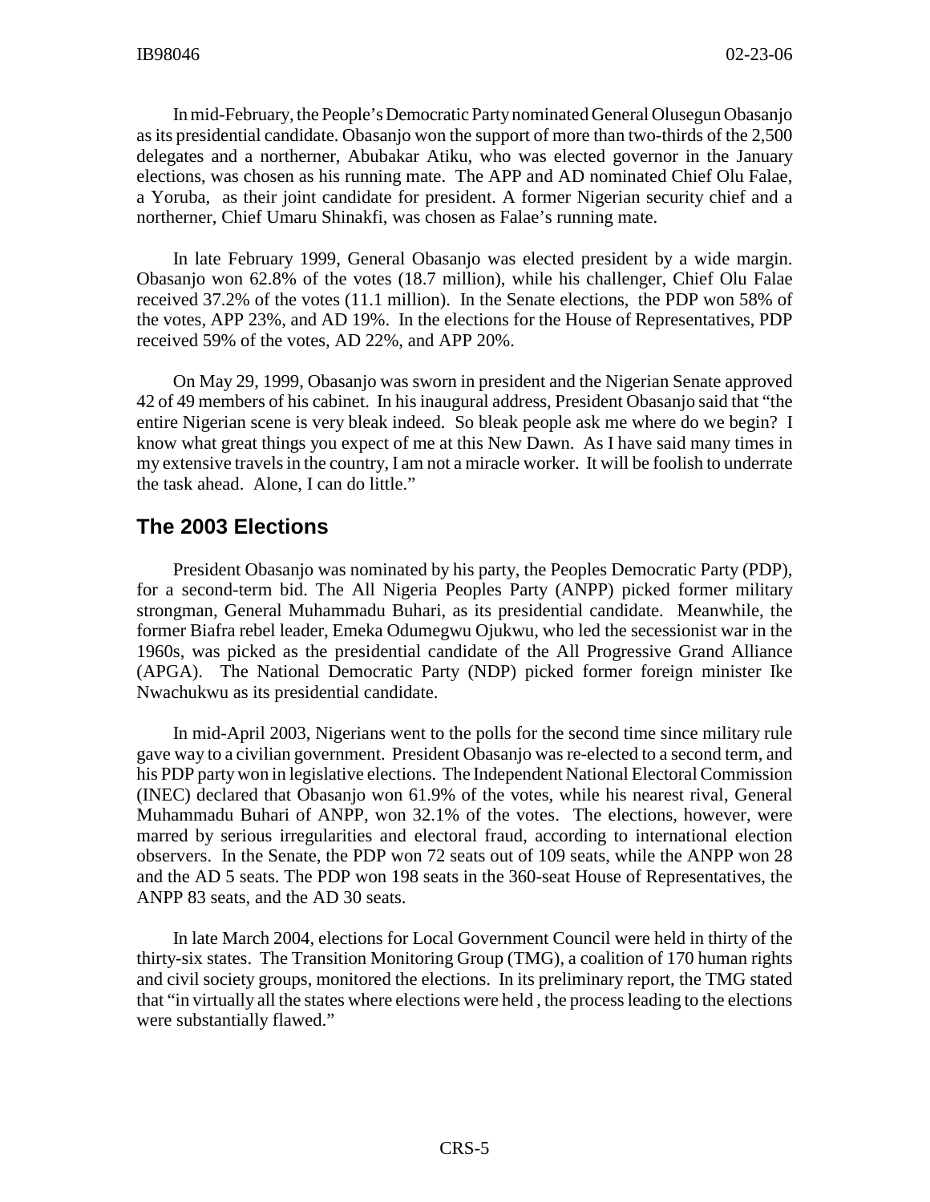In mid-February, the People's Democratic Party nominated General Olusegun Obasanjo as its presidential candidate. Obasanjo won the support of more than two-thirds of the 2,500 delegates and a northerner, Abubakar Atiku, who was elected governor in the January elections, was chosen as his running mate. The APP and AD nominated Chief Olu Falae, a Yoruba, as their joint candidate for president. A former Nigerian security chief and a northerner, Chief Umaru Shinakfi, was chosen as Falae's running mate.

In late February 1999, General Obasanjo was elected president by a wide margin. Obasanjo won 62.8% of the votes (18.7 million), while his challenger, Chief Olu Falae received 37.2% of the votes (11.1 million). In the Senate elections, the PDP won 58% of the votes, APP 23%, and AD 19%. In the elections for the House of Representatives, PDP received 59% of the votes, AD 22%, and APP 20%.

On May 29, 1999, Obasanjo was sworn in president and the Nigerian Senate approved 42 of 49 members of his cabinet. In his inaugural address, President Obasanjo said that "the entire Nigerian scene is very bleak indeed. So bleak people ask me where do we begin? I know what great things you expect of me at this New Dawn. As I have said many times in my extensive travels in the country, I am not a miracle worker. It will be foolish to underrate the task ahead. Alone, I can do little."

## The 2003 Elections

President Obasanjo was nominated by his party, the Peoples Democratic Party (PDP), for a second-term bid. The All Nigeria Peoples Party (ANPP) picked former military strongman, General Muhammadu Buhari, as its presidential candidate. Meanwhile, the former Biafra rebel leader, Emeka Odumegwu Ojukwu, who led the secessionist war in the 1960s, was picked as the presidential candidate of the All Progressive Grand Alliance (APGA). The National Democratic Party (NDP) picked former foreign minister Ike Nwachukwu as its presidential candidate.

In mid-April 2003, Nigerians went to the polls for the second time since military rule gave way to a civilian government. President Obasanjo was re-elected to a second term, and his PDP party won in legislative elections. The Independent National Electoral Commission (INEC) declared that Obasanjo won 61.9% of the votes, while his nearest rival, General Muhammadu Buhari of ANPP, won 32.1% of the votes. The elections, however, were marred by serious irregularities and electoral fraud, according to international election observers. In the Senate, the PDP won 72 seats out of 109 seats, while the ANPP won 28 and the AD 5 seats. The PDP won 198 seats in the 360-seat House of Representatives, the ANPP 83 seats, and the AD 30 seats.

In late March 2004, elections for Local Government Council were held in thirty of the thirty-six states. The Transition Monitoring Group (TMG), a coalition of 170 human rights and civil society groups, monitored the elections. In its preliminary report, the TMG stated that "in virtually all the states where elections were held , the process leading to the elections were substantially flawed."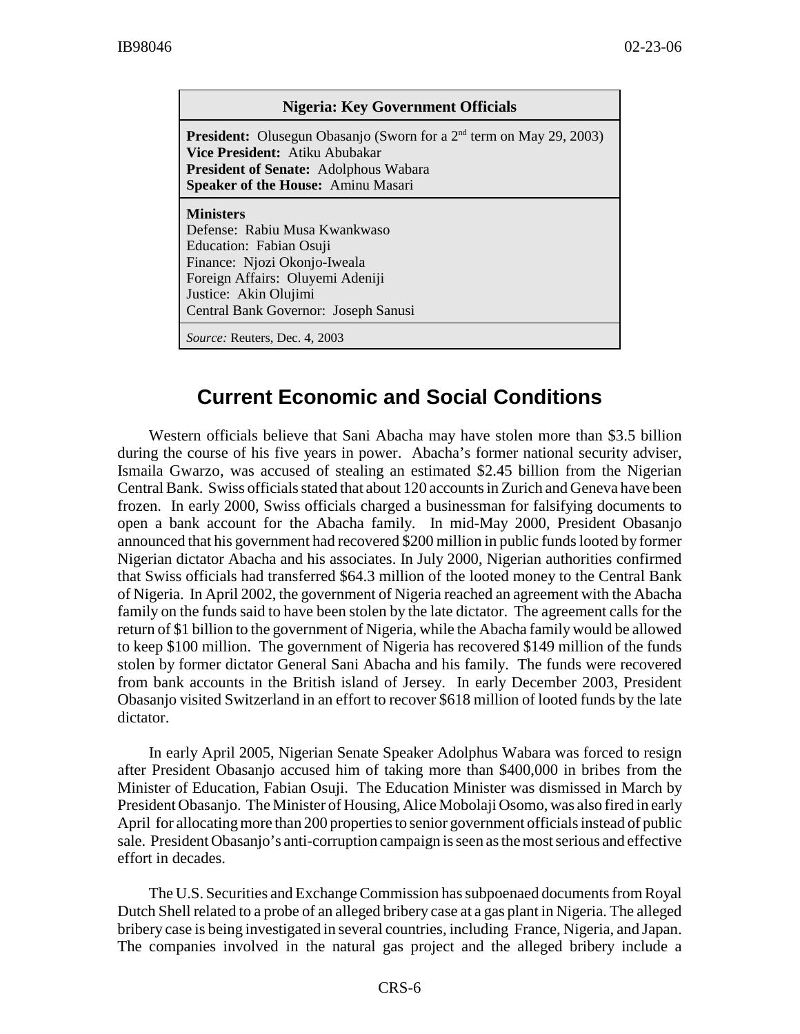| Nigeria: Key Government Officials |
|---|
| **President:** Olusegun Obasanjo (Sworn for a 2nd term on May 29, 2003)<br>**Vice President:** Atiku Abubakar<br>**President of Senate:** Adolphous Wabara<br>**Speaker of the House:** Aminu Masari |
| **Ministers**<br>Defense: Rabiu Musa Kwankwaso<br>Education: Fabian Osuji<br>Finance: Njozi Okonjo-Iweala<br>Foreign Affairs: Oluyemi Adeniji<br>Justice: Akin Olujimi<br>Central Bank Governor: Joseph Sanusi |
| *Source:* Reuters, Dec. 4, 2003 |

## Current Economic and Social Conditions

Western officials believe that Sani Abacha may have stolen more than $3.5 billion during the course of his five years in power. Abacha's former national security adviser, Ismaila Gwarzo, was accused of stealing an estimated $2.45 billion from the Nigerian Central Bank. Swiss officials stated that about 120 accounts in Zurich and Geneva have been frozen. In early 2000, Swiss officials charged a businessman for falsifying documents to open a bank account for the Abacha family. In mid-May 2000, President Obasanjo announced that his government had recovered $200 million in public funds looted by former Nigerian dictator Abacha and his associates. In July 2000, Nigerian authorities confirmed that Swiss officials had transferred $64.3 million of the looted money to the Central Bank of Nigeria. In April 2002, the government of Nigeria reached an agreement with the Abacha family on the funds said to have been stolen by the late dictator. The agreement calls for the return of $1 billion to the government of Nigeria, while the Abacha family would be allowed to keep $100 million. The government of Nigeria has recovered $149 million of the funds stolen by former dictator General Sani Abacha and his family. The funds were recovered from bank accounts in the British island of Jersey. In early December 2003, President Obasanjo visited Switzerland in an effort to recover $618 million of looted funds by the late dictator.

In early April 2005, Nigerian Senate Speaker Adolphus Wabara was forced to resign after President Obasanjo accused him of taking more than $400,000 in bribes from the Minister of Education, Fabian Osuji. The Education Minister was dismissed in March by President Obasanjo. The Minister of Housing, Alice Mobolaji Osomo, was also fired in early April for allocating more than 200 properties to senior government officials instead of public sale. President Obasanjo's anti-corruption campaign is seen as the most serious and effective effort in decades.

The U.S. Securities and Exchange Commission has subpoenaed documents from Royal Dutch Shell related to a probe of an alleged bribery case at a gas plant in Nigeria. The alleged bribery case is being investigated in several countries, including France, Nigeria, and Japan. The companies involved in the natural gas project and the alleged bribery include a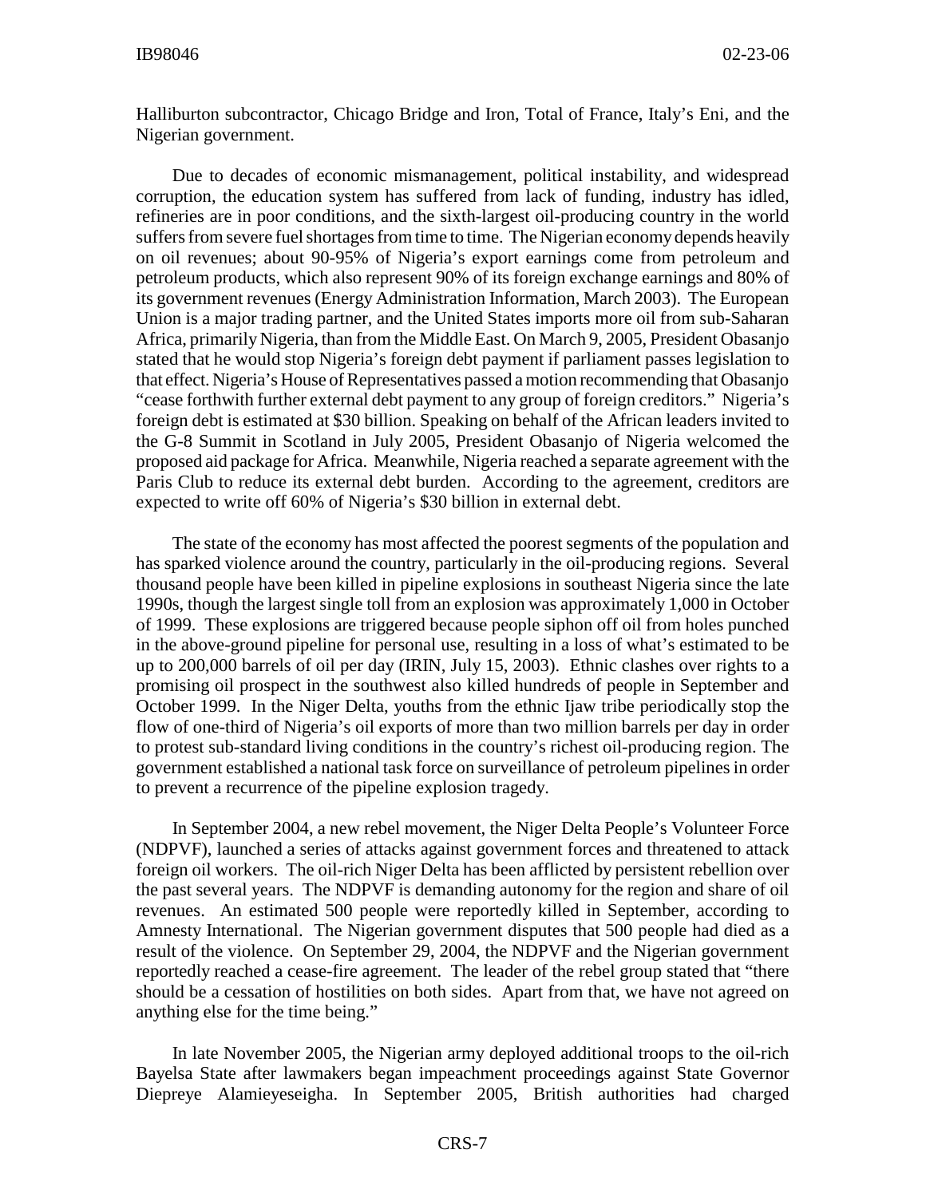Halliburton subcontractor, Chicago Bridge and Iron, Total of France, Italy's Eni, and the Nigerian government.

Due to decades of economic mismanagement, political instability, and widespread corruption, the education system has suffered from lack of funding, industry has idled, refineries are in poor conditions, and the sixth-largest oil-producing country in the world suffers from severe fuel shortages from time to time. The Nigerian economy depends heavily on oil revenues; about 90-95% of Nigeria's export earnings come from petroleum and petroleum products, which also represent 90% of its foreign exchange earnings and 80% of its government revenues (Energy Administration Information, March 2003). The European Union is a major trading partner, and the United States imports more oil from sub-Saharan Africa, primarily Nigeria, than from the Middle East. On March 9, 2005, President Obasanjo stated that he would stop Nigeria's foreign debt payment if parliament passes legislation to that effect. Nigeria's House of Representatives passed a motion recommending that Obasanjo "cease forthwith further external debt payment to any group of foreign creditors." Nigeria's foreign debt is estimated at $30 billion. Speaking on behalf of the African leaders invited to the G-8 Summit in Scotland in July 2005, President Obasanjo of Nigeria welcomed the proposed aid package for Africa. Meanwhile, Nigeria reached a separate agreement with the Paris Club to reduce its external debt burden. According to the agreement, creditors are expected to write off 60% of Nigeria's $30 billion in external debt.

The state of the economy has most affected the poorest segments of the population and has sparked violence around the country, particularly in the oil-producing regions. Several thousand people have been killed in pipeline explosions in southeast Nigeria since the late 1990s, though the largest single toll from an explosion was approximately 1,000 in October of 1999. These explosions are triggered because people siphon off oil from holes punched in the above-ground pipeline for personal use, resulting in a loss of what's estimated to be up to 200,000 barrels of oil per day (IRIN, July 15, 2003). Ethnic clashes over rights to a promising oil prospect in the southwest also killed hundreds of people in September and October 1999. In the Niger Delta, youths from the ethnic Ijaw tribe periodically stop the flow of one-third of Nigeria's oil exports of more than two million barrels per day in order to protest sub-standard living conditions in the country's richest oil-producing region. The government established a national task force on surveillance of petroleum pipelines in order to prevent a recurrence of the pipeline explosion tragedy.

In September 2004, a new rebel movement, the Niger Delta People's Volunteer Force (NDPVF), launched a series of attacks against government forces and threatened to attack foreign oil workers. The oil-rich Niger Delta has been afflicted by persistent rebellion over the past several years. The NDPVF is demanding autonomy for the region and share of oil revenues. An estimated 500 people were reportedly killed in September, according to Amnesty International. The Nigerian government disputes that 500 people had died as a result of the violence. On September 29, 2004, the NDPVF and the Nigerian government reportedly reached a cease-fire agreement. The leader of the rebel group stated that "there should be a cessation of hostilities on both sides. Apart from that, we have not agreed on anything else for the time being."

In late November 2005, the Nigerian army deployed additional troops to the oil-rich Bayelsa State after lawmakers began impeachment proceedings against State Governor Diepreye Alamieyeseigha. In September 2005, British authorities had charged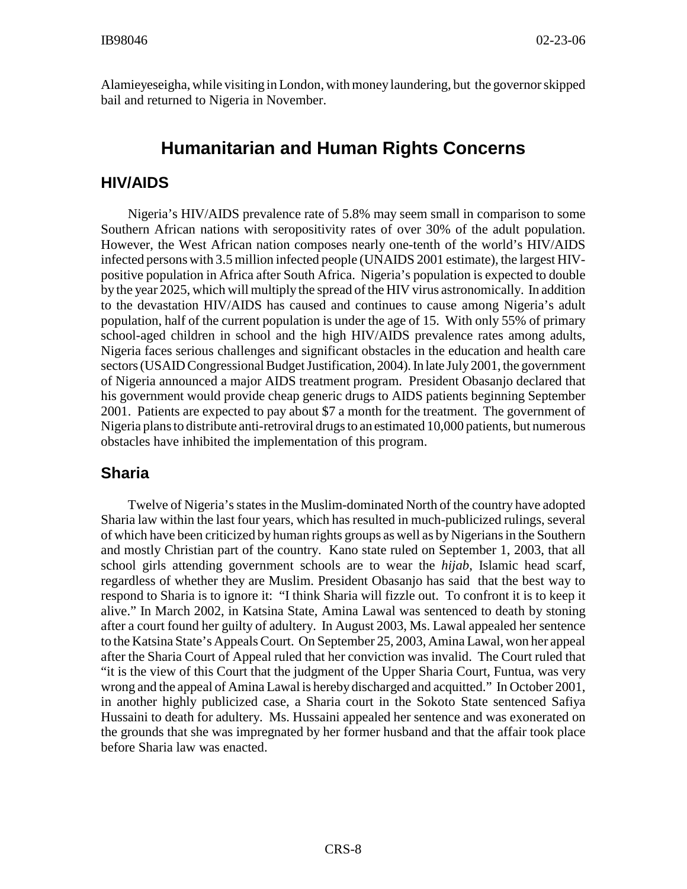Alamieyeseigha, while visiting in London, with money laundering, but the governor skipped bail and returned to Nigeria in November.

# Humanitarian and Human Rights Concerns

## HIV/AIDS

Nigeria's HIV/AIDS prevalence rate of 5.8% may seem small in comparison to some Southern African nations with seropositivity rates of over 30% of the adult population. However, the West African nation composes nearly one-tenth of the world's HIV/AIDS infected persons with 3.5 million infected people (UNAIDS 2001 estimate), the largest HIV-positive population in Africa after South Africa. Nigeria's population is expected to double by the year 2025, which will multiply the spread of the HIV virus astronomically. In addition to the devastation HIV/AIDS has caused and continues to cause among Nigeria's adult population, half of the current population is under the age of 15. With only 55% of primary school-aged children in school and the high HIV/AIDS prevalence rates among adults, Nigeria faces serious challenges and significant obstacles in the education and health care sectors (USAID Congressional Budget Justification, 2004). In late July 2001, the government of Nigeria announced a major AIDS treatment program. President Obasanjo declared that his government would provide cheap generic drugs to AIDS patients beginning September 2001. Patients are expected to pay about $7 a month for the treatment. The government of Nigeria plans to distribute anti-retroviral drugs to an estimated 10,000 patients, but numerous obstacles have inhibited the implementation of this program.

## Sharia

Twelve of Nigeria's states in the Muslim-dominated North of the country have adopted Sharia law within the last four years, which has resulted in much-publicized rulings, several of which have been criticized by human rights groups as well as by Nigerians in the Southern and mostly Christian part of the country. Kano state ruled on September 1, 2003, that all school girls attending government schools are to wear the *hijab*, Islamic head scarf, regardless of whether they are Muslim. President Obasanjo has said that the best way to respond to Sharia is to ignore it: "I think Sharia will fizzle out. To confront it is to keep it alive." In March 2002, in Katsina State, Amina Lawal was sentenced to death by stoning after a court found her guilty of adultery. In August 2003, Ms. Lawal appealed her sentence to the Katsina State's Appeals Court. On September 25, 2003, Amina Lawal, won her appeal after the Sharia Court of Appeal ruled that her conviction was invalid. The Court ruled that "it is the view of this Court that the judgment of the Upper Sharia Court, Funtua, was very wrong and the appeal of Amina Lawal is hereby discharged and acquitted." In October 2001, in another highly publicized case, a Sharia court in the Sokoto State sentenced Safiya Hussaini to death for adultery. Ms. Hussaini appealed her sentence and was exonerated on the grounds that she was impregnated by her former husband and that the affair took place before Sharia law was enacted.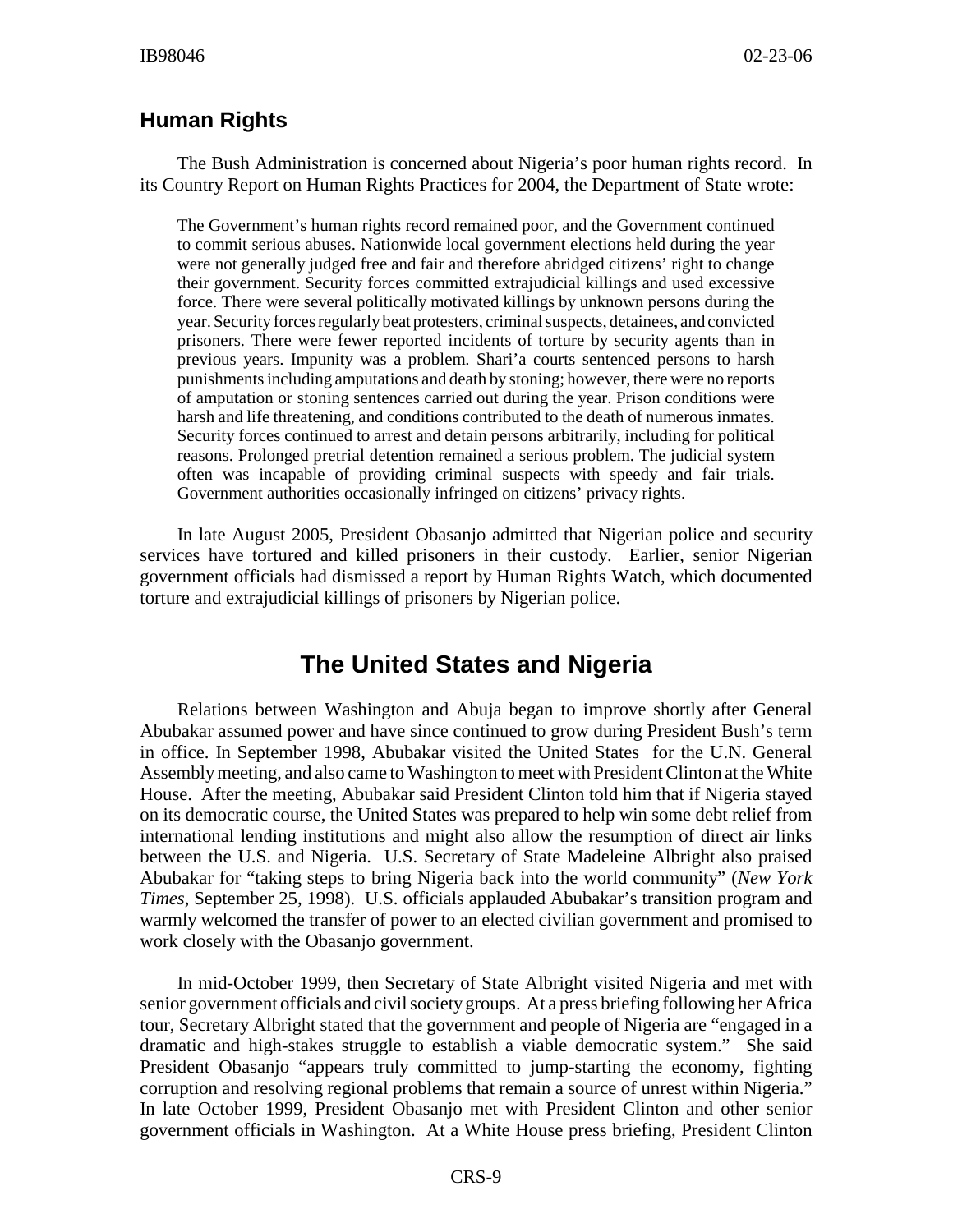## Human Rights

The Bush Administration is concerned about Nigeria's poor human rights record. In its Country Report on Human Rights Practices for 2004, the Department of State wrote:

> The Government's human rights record remained poor, and the Government continued to commit serious abuses. Nationwide local government elections held during the year were not generally judged free and fair and therefore abridged citizens' right to change their government. Security forces committed extrajudicial killings and used excessive force. There were several politically motivated killings by unknown persons during the year. Security forces regularly beat protesters, criminal suspects, detainees, and convicted prisoners. There were fewer reported incidents of torture by security agents than in previous years. Impunity was a problem. Shari'a courts sentenced persons to harsh punishments including amputations and death by stoning; however, there were no reports of amputation or stoning sentences carried out during the year. Prison conditions were harsh and life threatening, and conditions contributed to the death of numerous inmates. Security forces continued to arrest and detain persons arbitrarily, including for political reasons. Prolonged pretrial detention remained a serious problem. The judicial system often was incapable of providing criminal suspects with speedy and fair trials. Government authorities occasionally infringed on citizens' privacy rights.

In late August 2005, President Obasanjo admitted that Nigerian police and security services have tortured and killed prisoners in their custody. Earlier, senior Nigerian government officials had dismissed a report by Human Rights Watch, which documented torture and extrajudicial killings of prisoners by Nigerian police.

# The United States and Nigeria

Relations between Washington and Abuja began to improve shortly after General Abubakar assumed power and have since continued to grow during President Bush's term in office. In September 1998, Abubakar visited the United States for the U.N. General Assembly meeting, and also came to Washington to meet with President Clinton at the White House. After the meeting, Abubakar said President Clinton told him that if Nigeria stayed on its democratic course, the United States was prepared to help win some debt relief from international lending institutions and might also allow the resumption of direct air links between the U.S. and Nigeria. U.S. Secretary of State Madeleine Albright also praised Abubakar for "taking steps to bring Nigeria back into the world community" (*New York Times*, September 25, 1998). U.S. officials applauded Abubakar's transition program and warmly welcomed the transfer of power to an elected civilian government and promised to work closely with the Obasanjo government.

In mid-October 1999, then Secretary of State Albright visited Nigeria and met with senior government officials and civil society groups. At a press briefing following her Africa tour, Secretary Albright stated that the government and people of Nigeria are "engaged in a dramatic and high-stakes struggle to establish a viable democratic system." She said President Obasanjo "appears truly committed to jump-starting the economy, fighting corruption and resolving regional problems that remain a source of unrest within Nigeria." In late October 1999, President Obasanjo met with President Clinton and other senior government officials in Washington. At a White House press briefing, President Clinton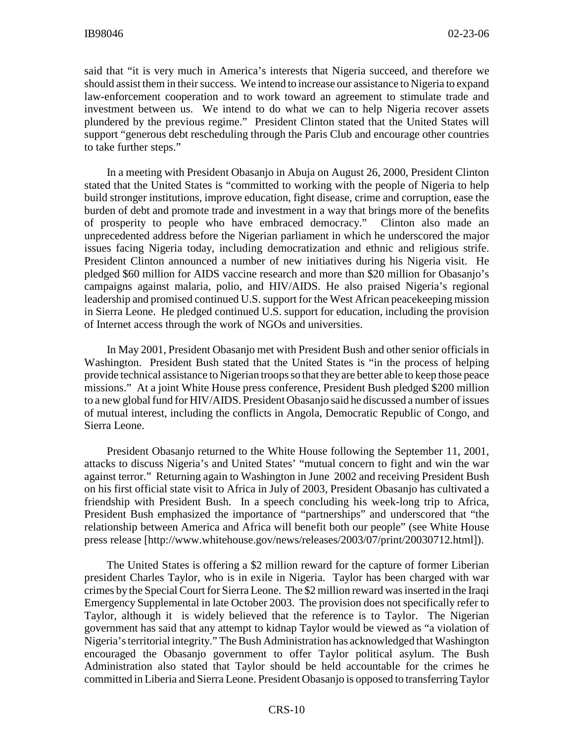said that "it is very much in America's interests that Nigeria succeed, and therefore we should assist them in their success. We intend to increase our assistance to Nigeria to expand law-enforcement cooperation and to work toward an agreement to stimulate trade and investment between us. We intend to do what we can to help Nigeria recover assets plundered by the previous regime." President Clinton stated that the United States will support "generous debt rescheduling through the Paris Club and encourage other countries to take further steps."

In a meeting with President Obasanjo in Abuja on August 26, 2000, President Clinton stated that the United States is "committed to working with the people of Nigeria to help build stronger institutions, improve education, fight disease, crime and corruption, ease the burden of debt and promote trade and investment in a way that brings more of the benefits of prosperity to people who have embraced democracy." Clinton also made an unprecedented address before the Nigerian parliament in which he underscored the major issues facing Nigeria today, including democratization and ethnic and religious strife. President Clinton announced a number of new initiatives during his Nigeria visit. He pledged $60 million for AIDS vaccine research and more than $20 million for Obasanjo's campaigns against malaria, polio, and HIV/AIDS. He also praised Nigeria's regional leadership and promised continued U.S. support for the West African peacekeeping mission in Sierra Leone. He pledged continued U.S. support for education, including the provision of Internet access through the work of NGOs and universities.

In May 2001, President Obasanjo met with President Bush and other senior officials in Washington. President Bush stated that the United States is "in the process of helping provide technical assistance to Nigerian troops so that they are better able to keep those peace missions." At a joint White House press conference, President Bush pledged $200 million to a new global fund for HIV/AIDS. President Obasanjo said he discussed a number of issues of mutual interest, including the conflicts in Angola, Democratic Republic of Congo, and Sierra Leone.

President Obasanjo returned to the White House following the September 11, 2001, attacks to discuss Nigeria's and United States' "mutual concern to fight and win the war against terror." Returning again to Washington in June 2002 and receiving President Bush on his first official state visit to Africa in July of 2003, President Obasanjo has cultivated a friendship with President Bush. In a speech concluding his week-long trip to Africa, President Bush emphasized the importance of "partnerships" and underscored that "the relationship between America and Africa will benefit both our people" (see White House press release [http://www.whitehouse.gov/news/releases/2003/07/print/20030712.html]).

The United States is offering a $2 million reward for the capture of former Liberian president Charles Taylor, who is in exile in Nigeria. Taylor has been charged with war crimes by the Special Court for Sierra Leone. The $2 million reward was inserted in the Iraqi Emergency Supplemental in late October 2003. The provision does not specifically refer to Taylor, although it is widely believed that the reference is to Taylor. The Nigerian government has said that any attempt to kidnap Taylor would be viewed as "a violation of Nigeria's territorial integrity." The Bush Administration has acknowledged that Washington encouraged the Obasanjo government to offer Taylor political asylum. The Bush Administration also stated that Taylor should be held accountable for the crimes he committed in Liberia and Sierra Leone. President Obasanjo is opposed to transferring Taylor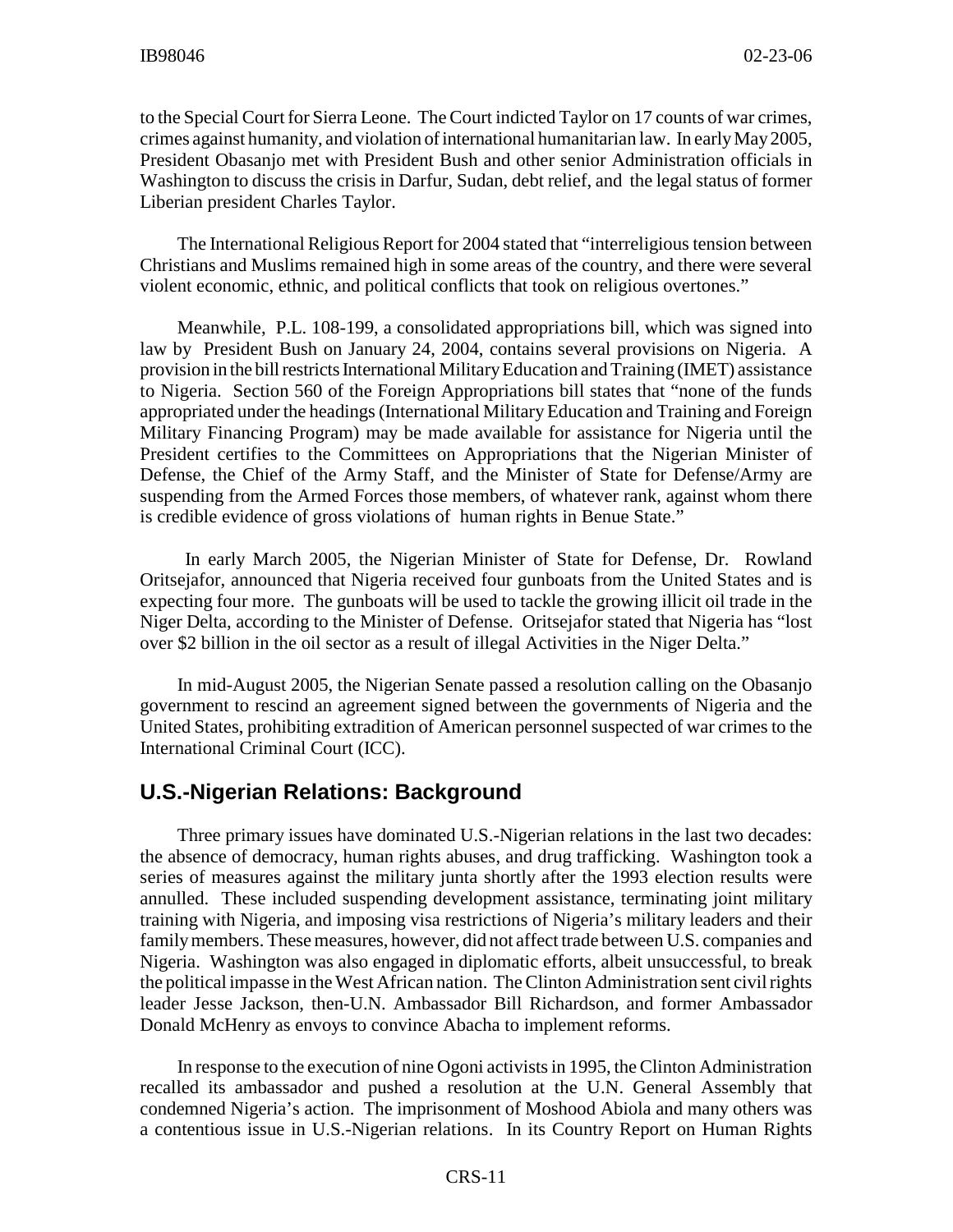to the Special Court for Sierra Leone. The Court indicted Taylor on 17 counts of war crimes, crimes against humanity, and violation of international humanitarian law. In early May 2005, President Obasanjo met with President Bush and other senior Administration officials in Washington to discuss the crisis in Darfur, Sudan, debt relief, and the legal status of former Liberian president Charles Taylor.

The International Religious Report for 2004 stated that "interreligious tension between Christians and Muslims remained high in some areas of the country, and there were several violent economic, ethnic, and political conflicts that took on religious overtones."

Meanwhile, P.L. 108-199, a consolidated appropriations bill, which was signed into law by President Bush on January 24, 2004, contains several provisions on Nigeria. A provision in the bill restricts International Military Education and Training (IMET) assistance to Nigeria. Section 560 of the Foreign Appropriations bill states that "none of the funds appropriated under the headings (International Military Education and Training and Foreign Military Financing Program) may be made available for assistance for Nigeria until the President certifies to the Committees on Appropriations that the Nigerian Minister of Defense, the Chief of the Army Staff, and the Minister of State for Defense/Army are suspending from the Armed Forces those members, of whatever rank, against whom there is credible evidence of gross violations of human rights in Benue State."

In early March 2005, the Nigerian Minister of State for Defense, Dr. Rowland Oritsejafor, announced that Nigeria received four gunboats from the United States and is expecting four more. The gunboats will be used to tackle the growing illicit oil trade in the Niger Delta, according to the Minister of Defense. Oritsejafor stated that Nigeria has "lost over $2 billion in the oil sector as a result of illegal Activities in the Niger Delta."

In mid-August 2005, the Nigerian Senate passed a resolution calling on the Obasanjo government to rescind an agreement signed between the governments of Nigeria and the United States, prohibiting extradition of American personnel suspected of war crimes to the International Criminal Court (ICC).

## U.S.-Nigerian Relations: Background

Three primary issues have dominated U.S.-Nigerian relations in the last two decades: the absence of democracy, human rights abuses, and drug trafficking. Washington took a series of measures against the military junta shortly after the 1993 election results were annulled. These included suspending development assistance, terminating joint military training with Nigeria, and imposing visa restrictions of Nigeria's military leaders and their family members. These measures, however, did not affect trade between U.S. companies and Nigeria. Washington was also engaged in diplomatic efforts, albeit unsuccessful, to break the political impasse in the West African nation. The Clinton Administration sent civil rights leader Jesse Jackson, then-U.N. Ambassador Bill Richardson, and former Ambassador Donald McHenry as envoys to convince Abacha to implement reforms.

In response to the execution of nine Ogoni activists in 1995, the Clinton Administration recalled its ambassador and pushed a resolution at the U.N. General Assembly that condemned Nigeria's action. The imprisonment of Moshood Abiola and many others was a contentious issue in U.S.-Nigerian relations. In its Country Report on Human Rights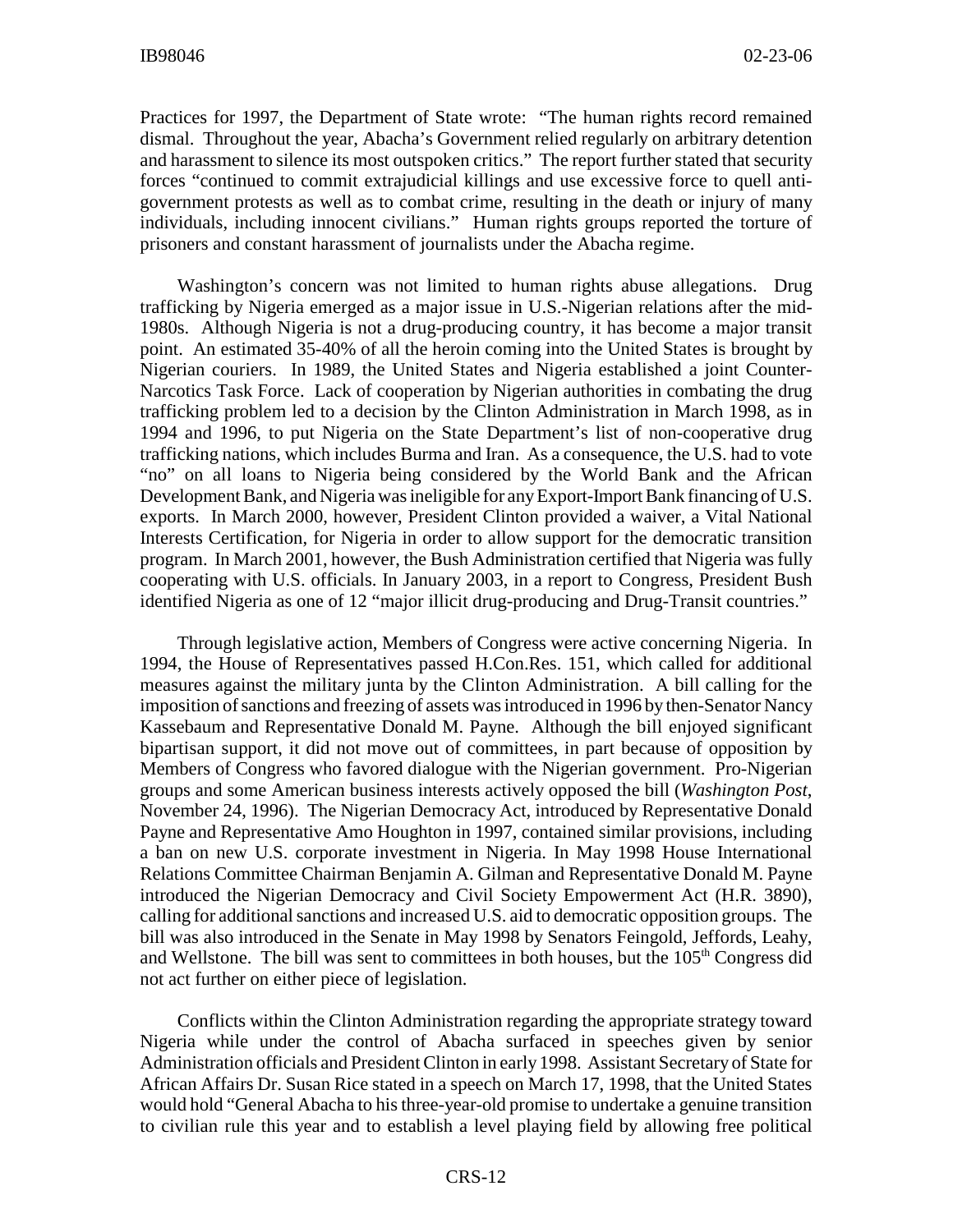Practices for 1997, the Department of State wrote: "The human rights record remained dismal. Throughout the year, Abacha's Government relied regularly on arbitrary detention and harassment to silence its most outspoken critics." The report further stated that security forces "continued to commit extrajudicial killings and use excessive force to quell anti-government protests as well as to combat crime, resulting in the death or injury of many individuals, including innocent civilians." Human rights groups reported the torture of prisoners and constant harassment of journalists under the Abacha regime.

Washington's concern was not limited to human rights abuse allegations. Drug trafficking by Nigeria emerged as a major issue in U.S.-Nigerian relations after the mid-1980s. Although Nigeria is not a drug-producing country, it has become a major transit point. An estimated 35-40% of all the heroin coming into the United States is brought by Nigerian couriers. In 1989, the United States and Nigeria established a joint Counter-Narcotics Task Force. Lack of cooperation by Nigerian authorities in combating the drug trafficking problem led to a decision by the Clinton Administration in March 1998, as in 1994 and 1996, to put Nigeria on the State Department's list of non-cooperative drug trafficking nations, which includes Burma and Iran. As a consequence, the U.S. had to vote "no" on all loans to Nigeria being considered by the World Bank and the African Development Bank, and Nigeria was ineligible for any Export-Import Bank financing of U.S. exports. In March 2000, however, President Clinton provided a waiver, a Vital National Interests Certification, for Nigeria in order to allow support for the democratic transition program. In March 2001, however, the Bush Administration certified that Nigeria was fully cooperating with U.S. officials. In January 2003, in a report to Congress, President Bush identified Nigeria as one of 12 "major illicit drug-producing and Drug-Transit countries."

Through legislative action, Members of Congress were active concerning Nigeria. In 1994, the House of Representatives passed H.Con.Res. 151, which called for additional measures against the military junta by the Clinton Administration. A bill calling for the imposition of sanctions and freezing of assets was introduced in 1996 by then-Senator Nancy Kassebaum and Representative Donald M. Payne. Although the bill enjoyed significant bipartisan support, it did not move out of committees, in part because of opposition by Members of Congress who favored dialogue with the Nigerian government. Pro-Nigerian groups and some American business interests actively opposed the bill (*Washington Post*, November 24, 1996). The Nigerian Democracy Act, introduced by Representative Donald Payne and Representative Amo Houghton in 1997, contained similar provisions, including a ban on new U.S. corporate investment in Nigeria. In May 1998 House International Relations Committee Chairman Benjamin A. Gilman and Representative Donald M. Payne introduced the Nigerian Democracy and Civil Society Empowerment Act (H.R. 3890), calling for additional sanctions and increased U.S. aid to democratic opposition groups. The bill was also introduced in the Senate in May 1998 by Senators Feingold, Jeffords, Leahy, and Wellstone. The bill was sent to committees in both houses, but the 105th Congress did not act further on either piece of legislation.

Conflicts within the Clinton Administration regarding the appropriate strategy toward Nigeria while under the control of Abacha surfaced in speeches given by senior Administration officials and President Clinton in early 1998. Assistant Secretary of State for African Affairs Dr. Susan Rice stated in a speech on March 17, 1998, that the United States would hold "General Abacha to his three-year-old promise to undertake a genuine transition to civilian rule this year and to establish a level playing field by allowing free political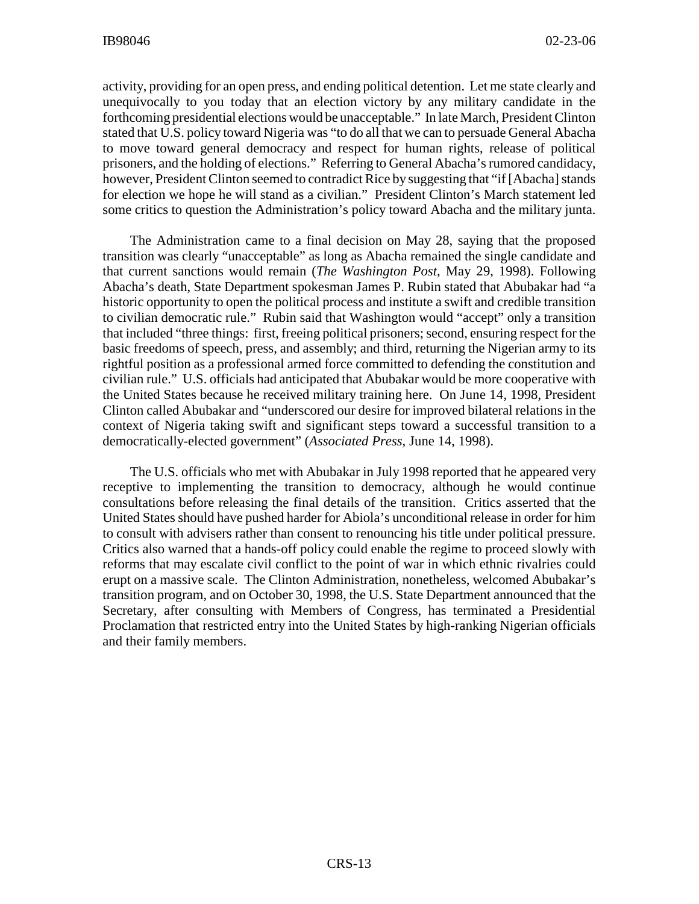activity, providing for an open press, and ending political detention. Let me state clearly and unequivocally to you today that an election victory by any military candidate in the forthcoming presidential elections would be unacceptable." In late March, President Clinton stated that U.S. policy toward Nigeria was "to do all that we can to persuade General Abacha to move toward general democracy and respect for human rights, release of political prisoners, and the holding of elections." Referring to General Abacha's rumored candidacy, however, President Clinton seemed to contradict Rice by suggesting that "if [Abacha] stands for election we hope he will stand as a civilian." President Clinton's March statement led some critics to question the Administration's policy toward Abacha and the military junta.

The Administration came to a final decision on May 28, saying that the proposed transition was clearly "unacceptable" as long as Abacha remained the single candidate and that current sanctions would remain (*The Washington Post*, May 29, 1998). Following Abacha's death, State Department spokesman James P. Rubin stated that Abubakar had "a historic opportunity to open the political process and institute a swift and credible transition to civilian democratic rule." Rubin said that Washington would "accept" only a transition that included "three things: first, freeing political prisoners; second, ensuring respect for the basic freedoms of speech, press, and assembly; and third, returning the Nigerian army to its rightful position as a professional armed force committed to defending the constitution and civilian rule." U.S. officials had anticipated that Abubakar would be more cooperative with the United States because he received military training here. On June 14, 1998, President Clinton called Abubakar and "underscored our desire for improved bilateral relations in the context of Nigeria taking swift and significant steps toward a successful transition to a democratically-elected government" (*Associated Press*, June 14, 1998).

The U.S. officials who met with Abubakar in July 1998 reported that he appeared very receptive to implementing the transition to democracy, although he would continue consultations before releasing the final details of the transition. Critics asserted that the United States should have pushed harder for Abiola's unconditional release in order for him to consult with advisers rather than consent to renouncing his title under political pressure. Critics also warned that a hands-off policy could enable the regime to proceed slowly with reforms that may escalate civil conflict to the point of war in which ethnic rivalries could erupt on a massive scale. The Clinton Administration, nonetheless, welcomed Abubakar's transition program, and on October 30, 1998, the U.S. State Department announced that the Secretary, after consulting with Members of Congress, has terminated a Presidential Proclamation that restricted entry into the United States by high-ranking Nigerian officials and their family members.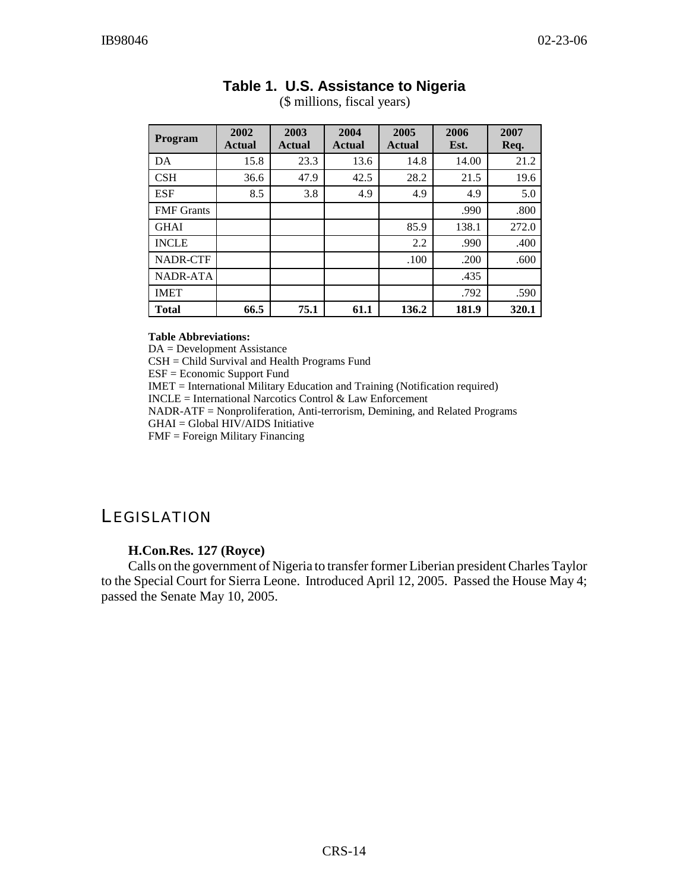## Table 1. U.S. Assistance to Nigeria

($ millions, fiscal years)

| Program | 2002 Actual | 2003 Actual | 2004 Actual | 2005 Actual | 2006 Est. | 2007 Req. |
|---|---|---|---|---|---|---|
| DA | 15.8 | 23.3 | 13.6 | 14.8 | 14.00 | 21.2 |
| CSH | 36.6 | 47.9 | 42.5 | 28.2 | 21.5 | 19.6 |
| ESF | 8.5 | 3.8 | 4.9 | 4.9 | 4.9 | 5.0 |
| FMF Grants | | | | | .990 | .800 |
| GHAI | | | | 85.9 | 138.1 | 272.0 |
| INCLE | | | | 2.2 | .990 | .400 |
| NADR-CTF | | | | .100 | .200 | .600 |
| NADR-ATA | | | | | .435 | |
| IMET | | | | | .792 | .590 |
| **Total** | **66.5** | **75.1** | **61.1** | **136.2** | **181.9** | **320.1** |

**Table Abbreviations:**
DA = Development Assistance
CSH = Child Survival and Health Programs Fund
ESF = Economic Support Fund
IMET = International Military Education and Training (Notification required)
INCLE = International Narcotics Control & Law Enforcement
NADR-ATF = Nonproliferation, Anti-terrorism, Demining, and Related Programs
GHAI = Global HIV/AIDS Initiative
FMF = Foreign Military Financing

# LEGISLATION

**H.Con.Res. 127 (Royce)**

Calls on the government of Nigeria to transfer former Liberian president Charles Taylor to the Special Court for Sierra Leone. Introduced April 12, 2005. Passed the House May 4; passed the Senate May 10, 2005.